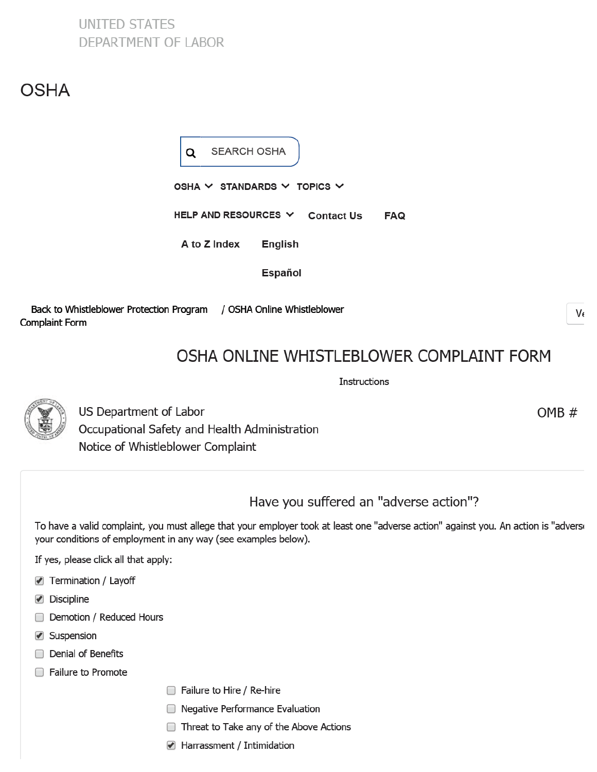UNITED STATES
DEPARTMENT OF LABOR

# OSHA

SEARCH OSHA

OSHA STANDARDS TOPICS

HELP AND RESOURCES Contact Us FAQ

A to Z Index English

Español

Back to Whistleblower Protection Program / OSHA Online Whistleblower Complaint Form

Ve

## OSHA ONLINE WHISTLEBLOWER COMPLAINT FORM

Instructions

US Department of Labor
Occupational Safety and Health Administration
Notice of Whistleblower Complaint

OMB #

### Have you suffered an "adverse action"?

To have a valid complaint, you must allege that your employer took at least one "adverse action" against you. An action is "advers your conditions of employment in any way (see examples below).

If yes, please click all that apply:

- [x] Termination / Layoff
- [x] Discipline
- [ ] Demotion / Reduced Hours
- [x] Suspension
- [ ] Denial of Benefits
- [ ] Failure to Promote
- [ ] Failure to Hire / Re-hire
- [ ] Negative Performance Evaluation
- [ ] Threat to Take any of the Above Actions
- [x] Harrassment / Intimidation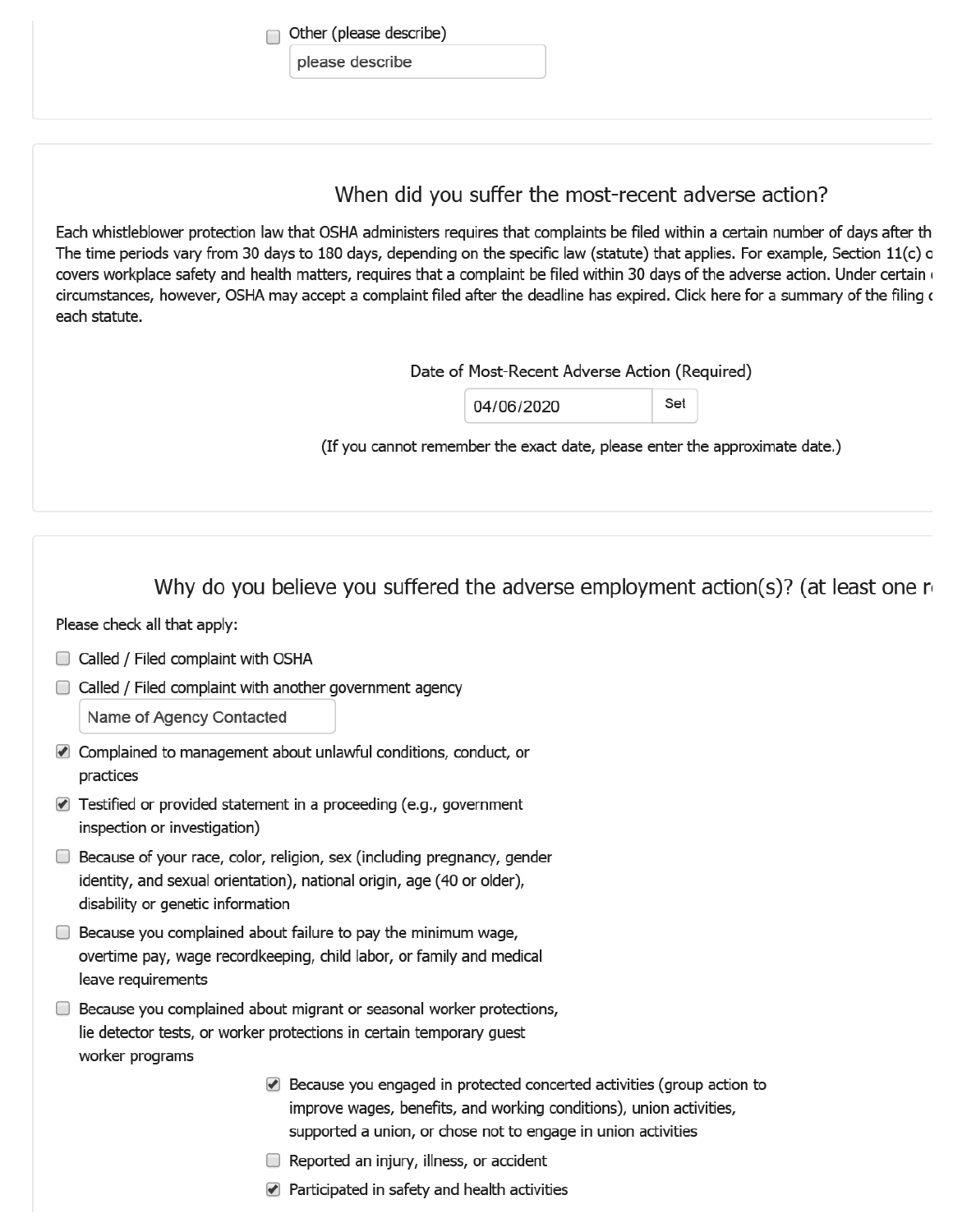- [ ] Other (please describe)

  please describe

## When did you suffer the most-recent adverse action?

Each whistleblower protection law that OSHA administers requires that complaints be filed within a certain number of days after th The time periods vary from 30 days to 180 days, depending on the specific law (statute) that applies. For example, Section 11(c) c covers workplace safety and health matters, requires that a complaint be filed within 30 days of the adverse action. Under certain c circumstances, however, OSHA may accept a complaint filed after the deadline has expired. Click here for a summary of the filing c each statute.

Date of Most-Recent Adverse Action (Required)

04/06/2020 Set

(If you cannot remember the exact date, please enter the approximate date.)

## Why do you believe you suffered the adverse employment action(s)? (at least one r

Please check all that apply:

- [ ] Called / Filed complaint with OSHA
- [ ] Called / Filed complaint with another government agency

  Name of Agency Contacted
- [x] Complained to management about unlawful conditions, conduct, or practices
- [x] Testified or provided statement in a proceeding (e.g., government inspection or investigation)
- [ ] Because of your race, color, religion, sex (including pregnancy, gender identity, and sexual orientation), national origin, age (40 or older), disability or genetic information
- [ ] Because you complained about failure to pay the minimum wage, overtime pay, wage recordkeeping, child labor, or family and medical leave requirements
- [ ] Because you complained about migrant or seasonal worker protections, lie detector tests, or worker protections in certain temporary guest worker programs
- [x] Because you engaged in protected concerted activities (group action to improve wages, benefits, and working conditions), union activities, supported a union, or chose not to engage in union activities
- [ ] Reported an injury, illness, or accident
- [x] Participated in safety and health activities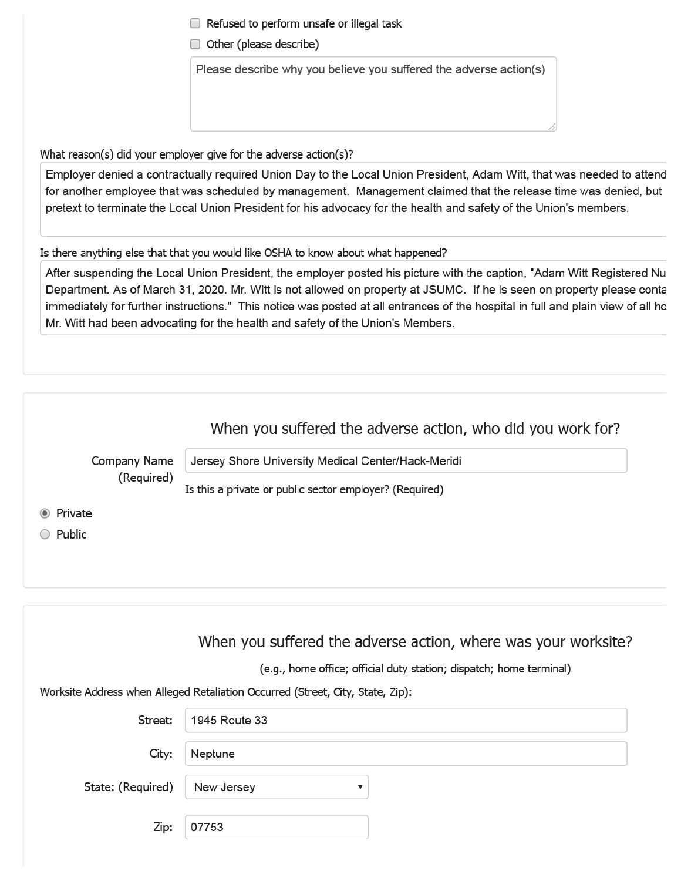- [ ] Refused to perform unsafe or illegal task
- [ ] Other (please describe)

Please describe why you believe you suffered the adverse action(s)

What reason(s) did your employer give for the adverse action(s)?

Employer denied a contractually required Union Day to the Local Union President, Adam Witt, that was needed to attend for another employee that was scheduled by management. Management claimed that the release time was denied, but pretext to terminate the Local Union President for his advocacy for the health and safety of the Union's members.

Is there anything else that that you would like OSHA to know about what happened?

After suspending the Local Union President, the employer posted his picture with the caption, "Adam Witt Registered Nu Department. As of March 31, 2020. Mr. Witt is not allowed on property at JSUMC. If he is seen on property please conta immediately for further instructions." This notice was posted at all entrances of the hospital in full and plain view of all ho Mr. Witt had been advocating for the health and safety of the Union's Members.

## When you suffered the adverse action, who did you work for?

Company Name (Required): Jersey Shore University Medical Center/Hack-Meridi

Is this a private or public sector employer? (Required)

- (●) Private
- ( ) Public

## When you suffered the adverse action, where was your worksite?

(e.g., home office; official duty station; dispatch; home terminal)

Worksite Address when Alleged Retaliation Occurred (Street, City, State, Zip):

Street: 1945 Route 33

City: Neptune

State: (Required) New Jersey

Zip: 07753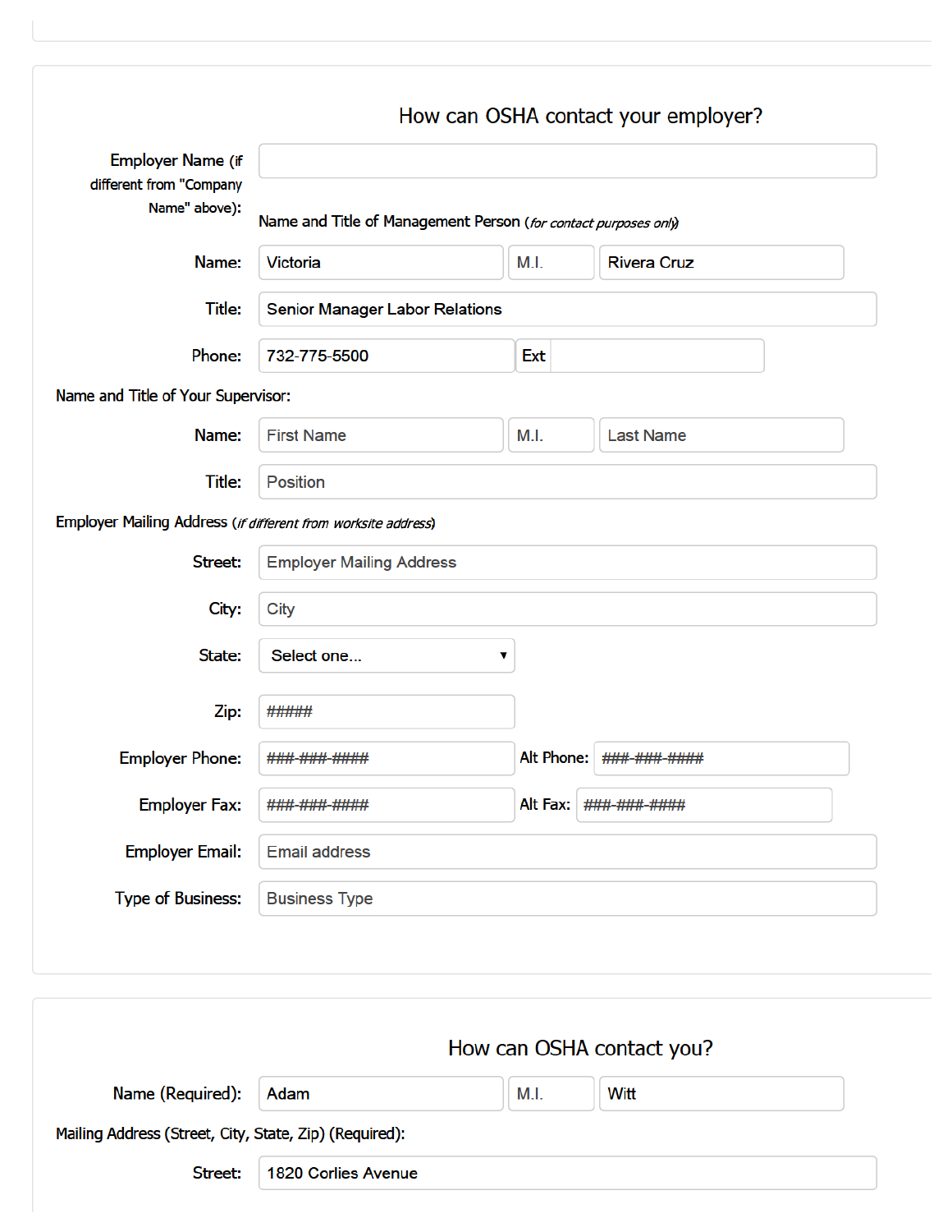## How can OSHA contact your employer?

Employer Name (if different from "Company Name" above):

Name and Title of Management Person (*for contact purposes only*)

Name: Victoria | M.I. | Rivera Cruz

Title: Senior Manager Labor Relations

Phone: 732-775-5500 | Ext

Name and Title of Your Supervisor:

Name: First Name | M.I. | Last Name

Title: Position

Employer Mailing Address (*if different from worksite address*)

Street: Employer Mailing Address

City: City

State: Select one...

Zip: #####

Employer Phone: ###-###-#### Alt Phone: ###-###-####

Employer Fax: ###-###-#### Alt Fax: ###-###-####

Employer Email: Email address

Type of Business: Business Type

## How can OSHA contact you?

Name (Required): Adam | M.I. | Witt

Mailing Address (Street, City, State, Zip) (Required):

Street: 1820 Corlies Avenue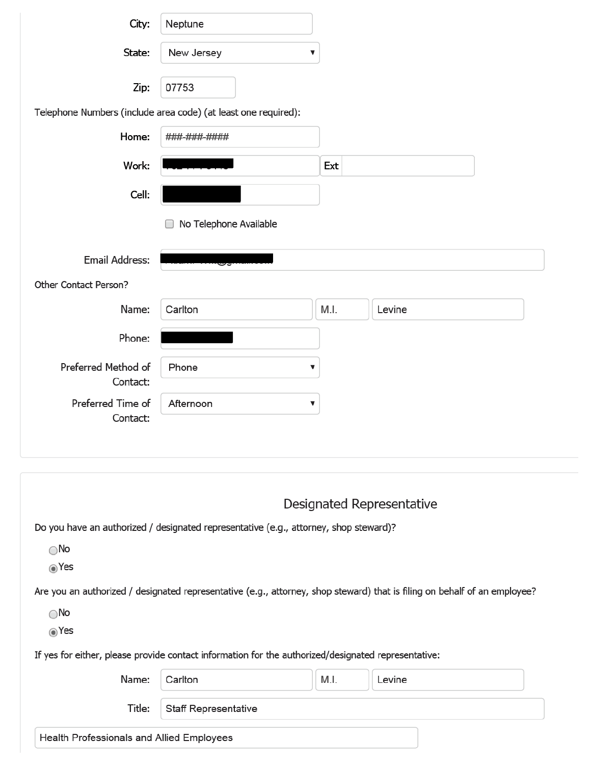City: Neptune

State: New Jersey

Zip: 07753

Telephone Numbers (include area code) (at least one required):

Home: ###-###-####

Work: [REDACTED] Ext

Cell: [REDACTED]

☐ No Telephone Available

Email Address: [REDACTED]

Other Contact Person?

Name: Carlton | M.I. | Levine

Phone: [REDACTED]

Preferred Method of Contact: Phone

Preferred Time of Contact: Afternoon

## Designated Representative

Do you have an authorized / designated representative (e.g., attorney, shop steward)?

- ○ No
- ◉ Yes

Are you an authorized / designated representative (e.g., attorney, shop steward) that is filing on behalf of an employee?

- ○ No
- ◉ Yes

If yes for either, please provide contact information for the authorized/designated representative:

Name: Carlton | M.I. | Levine

Title: Staff Representative

Health Professionals and Allied Employees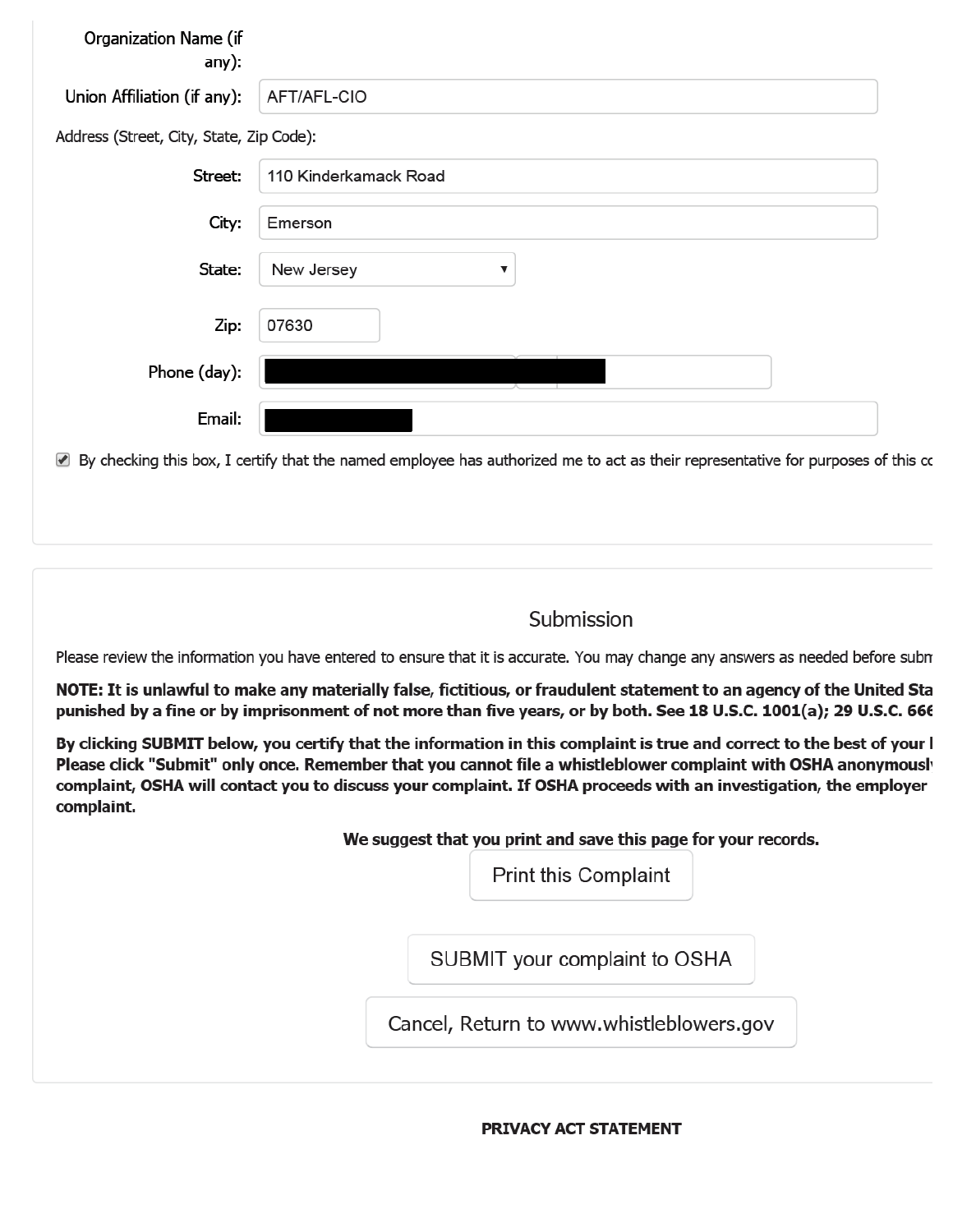Organization Name (if any):

Union Affiliation (if any): AFT/AFL-CIO

Address (Street, City, State, Zip Code):

Street: 110 Kinderkamack Road

City: Emerson

State: New Jersey

Zip: 07630

Phone (day): [REDACTED]

Email: [REDACTED]

☑ By checking this box, I certify that the named employee has authorized me to act as their representative for purposes of this co

## Submission

Please review the information you have entered to ensure that it is accurate. You may change any answers as needed before subm

**NOTE: It is unlawful to make any materially false, fictitious, or fraudulent statement to an agency of the United Sta punished by a fine or by imprisonment of not more than five years, or by both. See 18 U.S.C. 1001(a); 29 U.S.C. 666**

**By clicking SUBMIT below, you certify that the information in this complaint is true and correct to the best of your k Please click "Submit" only once. Remember that you cannot file a whistleblower complaint with OSHA anonymously complaint, OSHA will contact you to discuss your complaint. If OSHA proceeds with an investigation, the employer complaint.**

**We suggest that you print and save this page for your records.**

Print this Complaint

SUBMIT your complaint to OSHA

Cancel, Return to www.whistleblowers.gov

**PRIVACY ACT STATEMENT**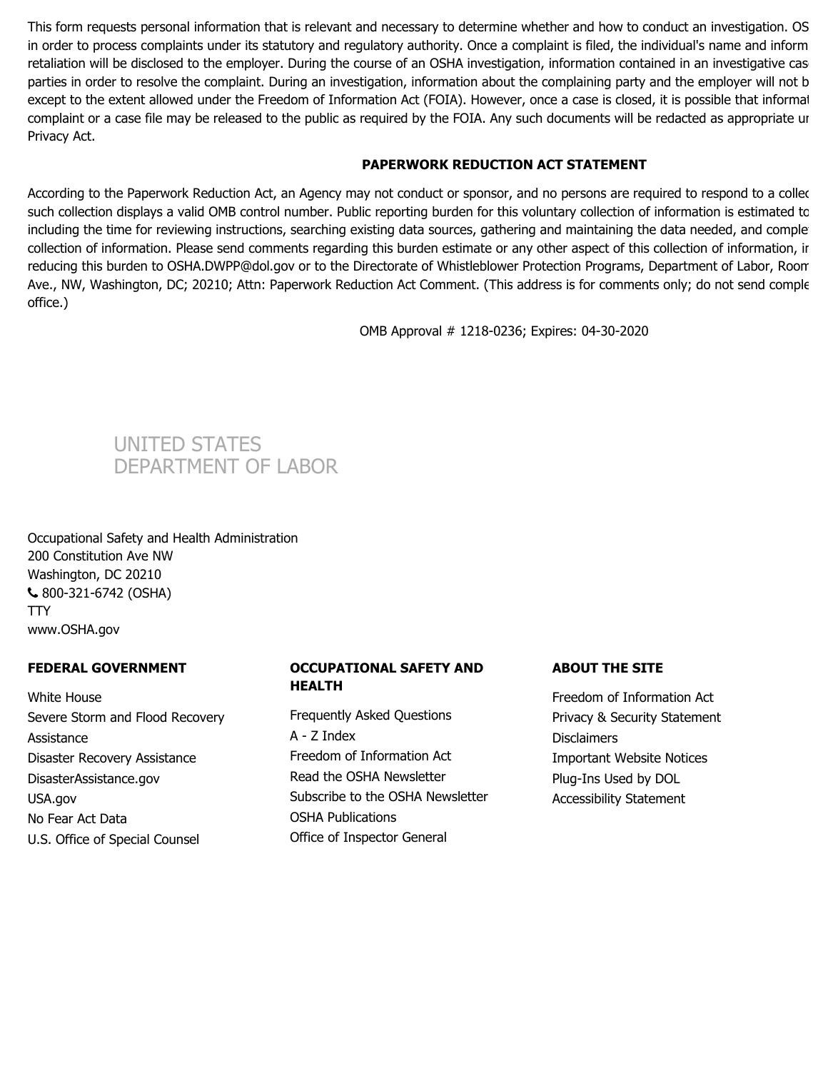This form requests personal information that is relevant and necessary to determine whether and how to conduct an investigation. OS in order to process complaints under its statutory and regulatory authority. Once a complaint is filed, the individual's name and inform retaliation will be disclosed to the employer. During the course of an OSHA investigation, information contained in an investigative cas parties in order to resolve the complaint. During an investigation, information about the complaining party and the employer will not b except to the extent allowed under the Freedom of Information Act (FOIA). However, once a case is closed, it is possible that informat complaint or a case file may be released to the public as required by the FOIA. Any such documents will be redacted as appropriate ur Privacy Act.

**PAPERWORK REDUCTION ACT STATEMENT**

According to the Paperwork Reduction Act, an Agency may not conduct or sponsor, and no persons are required to respond to a collec such collection displays a valid OMB control number. Public reporting burden for this voluntary collection of information is estimated to including the time for reviewing instructions, searching existing data sources, gathering and maintaining the data needed, and comple collection of information. Please send comments regarding this burden estimate or any other aspect of this collection of information, ir reducing this burden to OSHA.DWPP@dol.gov or to the Directorate of Whistleblower Protection Programs, Department of Labor, Room Ave., NW, Washington, DC; 20210; Attn: Paperwork Reduction Act Comment. (This address is for comments only; do not send comple office.)

OMB Approval # 1218-0236; Expires: 04-30-2020

UNITED STATES
DEPARTMENT OF LABOR

Occupational Safety and Health Administration
200 Constitution Ave NW
Washington, DC 20210
800-321-6742 (OSHA)
TTY
www.OSHA.gov

**FEDERAL GOVERNMENT**

White House
Severe Storm and Flood Recovery Assistance
Disaster Recovery Assistance
DisasterAssistance.gov
USA.gov
No Fear Act Data
U.S. Office of Special Counsel

**OCCUPATIONAL SAFETY AND HEALTH**

Frequently Asked Questions
A - Z Index
Freedom of Information Act
Read the OSHA Newsletter
Subscribe to the OSHA Newsletter
OSHA Publications
Office of Inspector General

**ABOUT THE SITE**

Freedom of Information Act
Privacy & Security Statement
Disclaimers
Important Website Notices
Plug-Ins Used by DOL
Accessibility Statement